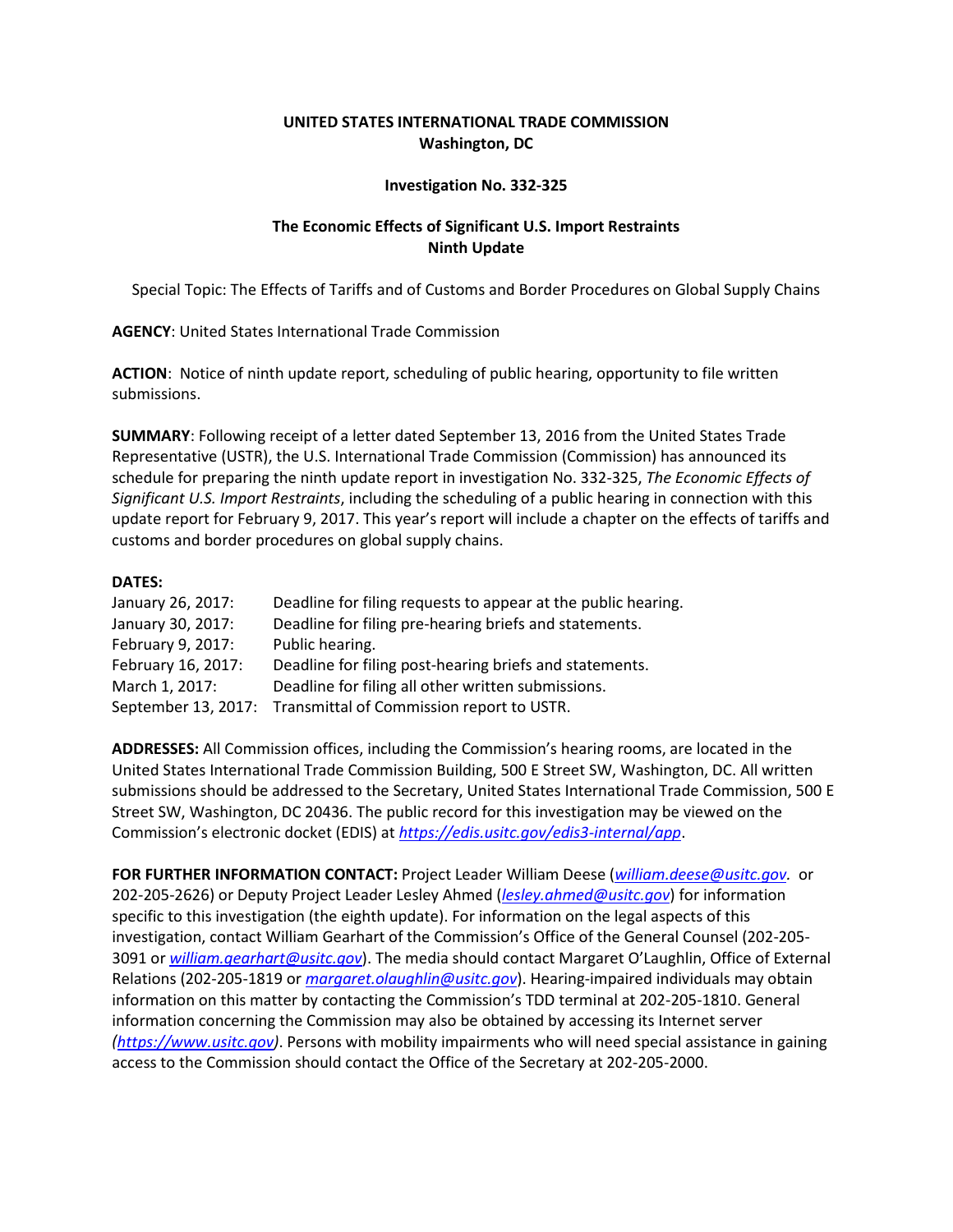**UNITED STATES INTERNATIONAL TRADE COMMISSION**
**Washington, DC**

**Investigation No. 332-325**

**The Economic Effects of Significant U.S. Import Restraints**
**Ninth Update**

Special Topic: The Effects of Tariffs and of Customs and Border Procedures on Global Supply Chains

**AGENCY**: United States International Trade Commission

**ACTION**: Notice of ninth update report, scheduling of public hearing, opportunity to file written submissions.

**SUMMARY**: Following receipt of a letter dated September 13, 2016 from the United States Trade Representative (USTR), the U.S. International Trade Commission (Commission) has announced its schedule for preparing the ninth update report in investigation No. 332-325, *The Economic Effects of Significant U.S. Import Restraints*, including the scheduling of a public hearing in connection with this update report for February 9, 2017. This year's report will include a chapter on the effects of tariffs and customs and border procedures on global supply chains.

**DATES:**

| | |
|---|---|
| January 26, 2017: | Deadline for filing requests to appear at the public hearing. |
| January 30, 2017: | Deadline for filing pre-hearing briefs and statements. |
| February 9, 2017: | Public hearing. |
| February 16, 2017: | Deadline for filing post-hearing briefs and statements. |
| March 1, 2017: | Deadline for filing all other written submissions. |
| September 13, 2017: | Transmittal of Commission report to USTR. |

**ADDRESSES:** All Commission offices, including the Commission's hearing rooms, are located in the United States International Trade Commission Building, 500 E Street SW, Washington, DC. All written submissions should be addressed to the Secretary, United States International Trade Commission, 500 E Street SW, Washington, DC 20436. The public record for this investigation may be viewed on the Commission's electronic docket (EDIS) at *https://edis.usitc.gov/edis3-internal/app*.

**FOR FURTHER INFORMATION CONTACT:** Project Leader William Deese (*william.deese@usitc.gov.* or 202-205-2626) or Deputy Project Leader Lesley Ahmed (*lesley.ahmed@usitc.gov*) for information specific to this investigation (the eighth update). For information on the legal aspects of this investigation, contact William Gearhart of the Commission's Office of the General Counsel (202-205-3091 or *william.gearhart@usitc.gov*). The media should contact Margaret O'Laughlin, Office of External Relations (202-205-1819 or *margaret.olaughlin@usitc.gov*). Hearing-impaired individuals may obtain information on this matter by contacting the Commission's TDD terminal at 202-205-1810. General information concerning the Commission may also be obtained by accessing its Internet server *(https://www.usitc.gov)*. Persons with mobility impairments who will need special assistance in gaining access to the Commission should contact the Office of the Secretary at 202-205-2000.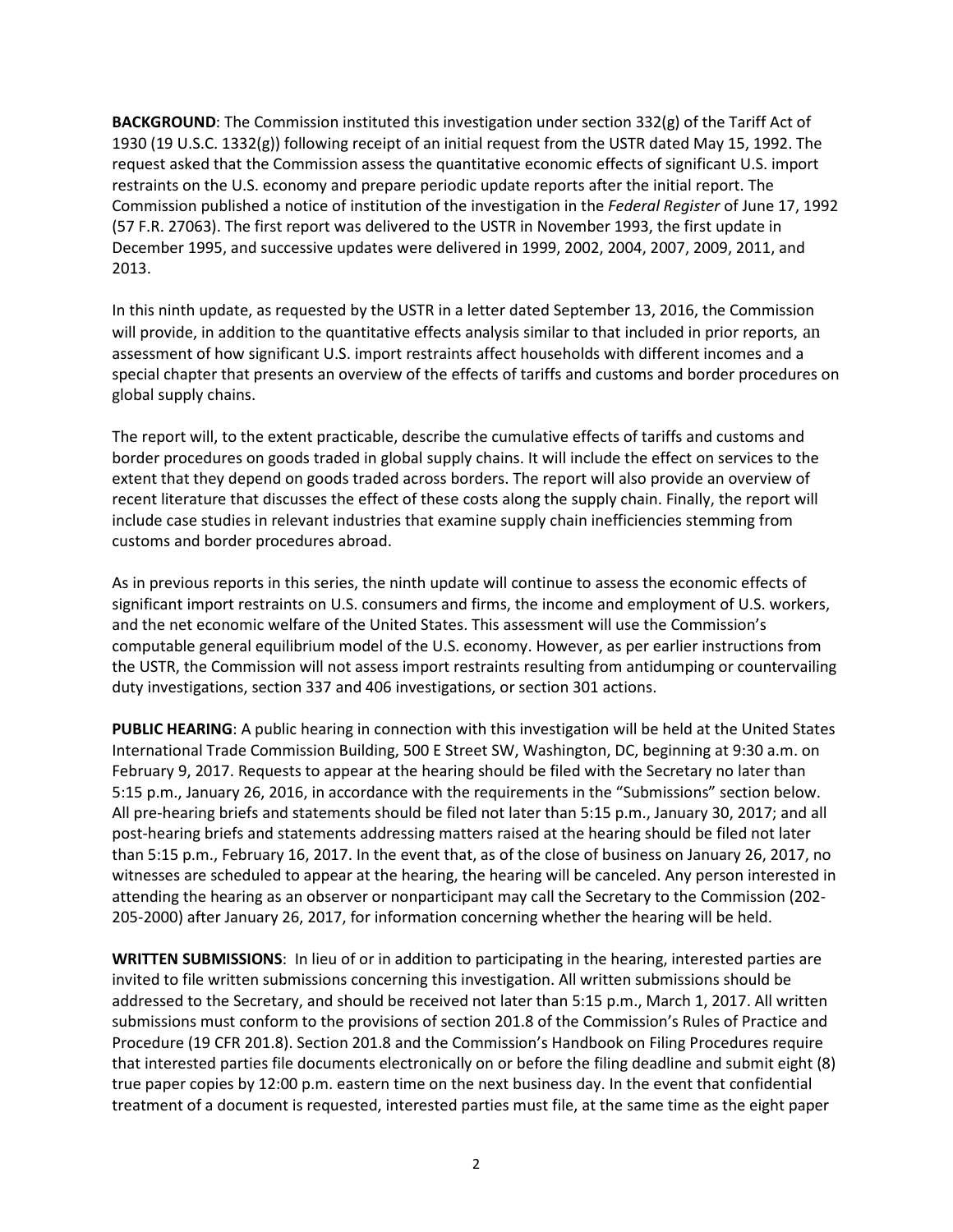**BACKGROUND**: The Commission instituted this investigation under section 332(g) of the Tariff Act of 1930 (19 U.S.C. 1332(g)) following receipt of an initial request from the USTR dated May 15, 1992. The request asked that the Commission assess the quantitative economic effects of significant U.S. import restraints on the U.S. economy and prepare periodic update reports after the initial report. The Commission published a notice of institution of the investigation in the *Federal Register* of June 17, 1992 (57 F.R. 27063). The first report was delivered to the USTR in November 1993, the first update in December 1995, and successive updates were delivered in 1999, 2002, 2004, 2007, 2009, 2011, and 2013.

In this ninth update, as requested by the USTR in a letter dated September 13, 2016, the Commission will provide, in addition to the quantitative effects analysis similar to that included in prior reports, an assessment of how significant U.S. import restraints affect households with different incomes and a special chapter that presents an overview of the effects of tariffs and customs and border procedures on global supply chains.

The report will, to the extent practicable, describe the cumulative effects of tariffs and customs and border procedures on goods traded in global supply chains. It will include the effect on services to the extent that they depend on goods traded across borders. The report will also provide an overview of recent literature that discusses the effect of these costs along the supply chain. Finally, the report will include case studies in relevant industries that examine supply chain inefficiencies stemming from customs and border procedures abroad.

As in previous reports in this series, the ninth update will continue to assess the economic effects of significant import restraints on U.S. consumers and firms, the income and employment of U.S. workers, and the net economic welfare of the United States. This assessment will use the Commission's computable general equilibrium model of the U.S. economy. However, as per earlier instructions from the USTR, the Commission will not assess import restraints resulting from antidumping or countervailing duty investigations, section 337 and 406 investigations, or section 301 actions.

**PUBLIC HEARING**: A public hearing in connection with this investigation will be held at the United States International Trade Commission Building, 500 E Street SW, Washington, DC, beginning at 9:30 a.m. on February 9, 2017. Requests to appear at the hearing should be filed with the Secretary no later than 5:15 p.m., January 26, 2016, in accordance with the requirements in the "Submissions" section below. All pre-hearing briefs and statements should be filed not later than 5:15 p.m., January 30, 2017; and all post-hearing briefs and statements addressing matters raised at the hearing should be filed not later than 5:15 p.m., February 16, 2017. In the event that, as of the close of business on January 26, 2017, no witnesses are scheduled to appear at the hearing, the hearing will be canceled. Any person interested in attending the hearing as an observer or nonparticipant may call the Secretary to the Commission (202-205-2000) after January 26, 2017, for information concerning whether the hearing will be held.

**WRITTEN SUBMISSIONS**: In lieu of or in addition to participating in the hearing, interested parties are invited to file written submissions concerning this investigation. All written submissions should be addressed to the Secretary, and should be received not later than 5:15 p.m., March 1, 2017. All written submissions must conform to the provisions of section 201.8 of the Commission's Rules of Practice and Procedure (19 CFR 201.8). Section 201.8 and the Commission's Handbook on Filing Procedures require that interested parties file documents electronically on or before the filing deadline and submit eight (8) true paper copies by 12:00 p.m. eastern time on the next business day. In the event that confidential treatment of a document is requested, interested parties must file, at the same time as the eight paper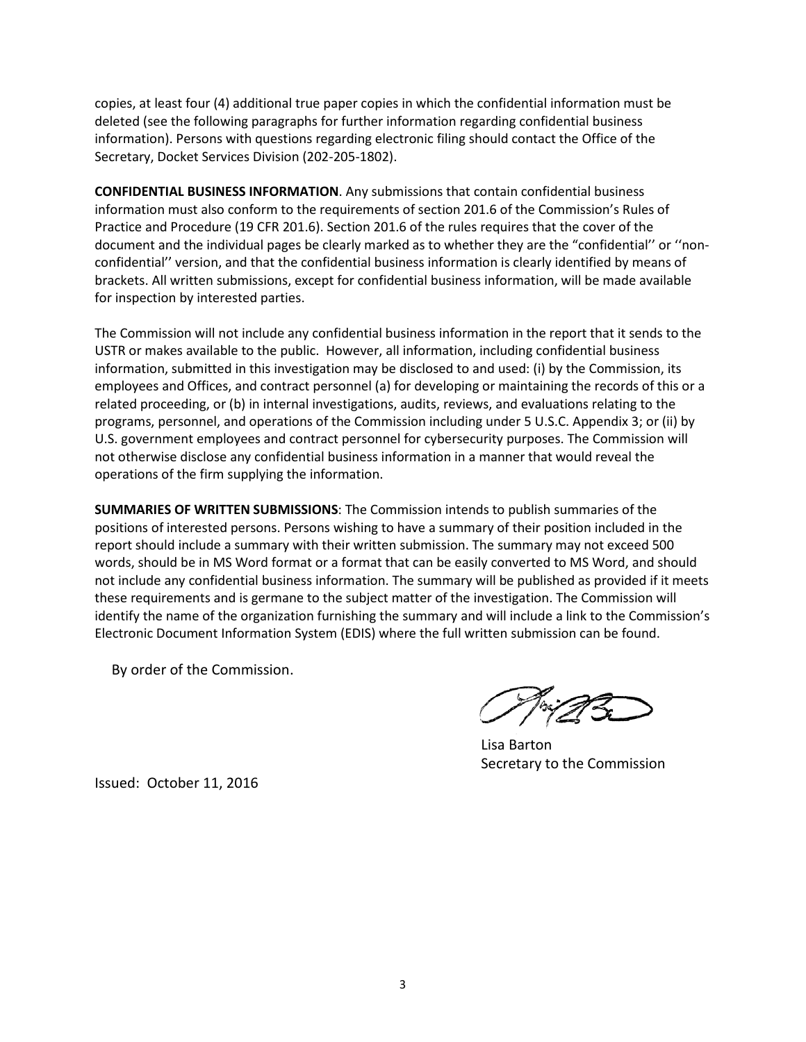copies, at least four (4) additional true paper copies in which the confidential information must be deleted (see the following paragraphs for further information regarding confidential business information). Persons with questions regarding electronic filing should contact the Office of the Secretary, Docket Services Division (202-205-1802).

**CONFIDENTIAL BUSINESS INFORMATION**. Any submissions that contain confidential business information must also conform to the requirements of section 201.6 of the Commission's Rules of Practice and Procedure (19 CFR 201.6). Section 201.6 of the rules requires that the cover of the document and the individual pages be clearly marked as to whether they are the "confidential'' or ''non-confidential'' version, and that the confidential business information is clearly identified by means of brackets. All written submissions, except for confidential business information, will be made available for inspection by interested parties.

The Commission will not include any confidential business information in the report that it sends to the USTR or makes available to the public. However, all information, including confidential business information, submitted in this investigation may be disclosed to and used: (i) by the Commission, its employees and Offices, and contract personnel (a) for developing or maintaining the records of this or a related proceeding, or (b) in internal investigations, audits, reviews, and evaluations relating to the programs, personnel, and operations of the Commission including under 5 U.S.C. Appendix 3; or (ii) by U.S. government employees and contract personnel for cybersecurity purposes. The Commission will not otherwise disclose any confidential business information in a manner that would reveal the operations of the firm supplying the information.

**SUMMARIES OF WRITTEN SUBMISSIONS**: The Commission intends to publish summaries of the positions of interested persons. Persons wishing to have a summary of their position included in the report should include a summary with their written submission. The summary may not exceed 500 words, should be in MS Word format or a format that can be easily converted to MS Word, and should not include any confidential business information. The summary will be published as provided if it meets these requirements and is germane to the subject matter of the investigation. The Commission will identify the name of the organization furnishing the summary and will include a link to the Commission's Electronic Document Information System (EDIS) where the full written submission can be found.

By order of the Commission.

Lisa Barton
Secretary to the Commission

Issued: October 11, 2016